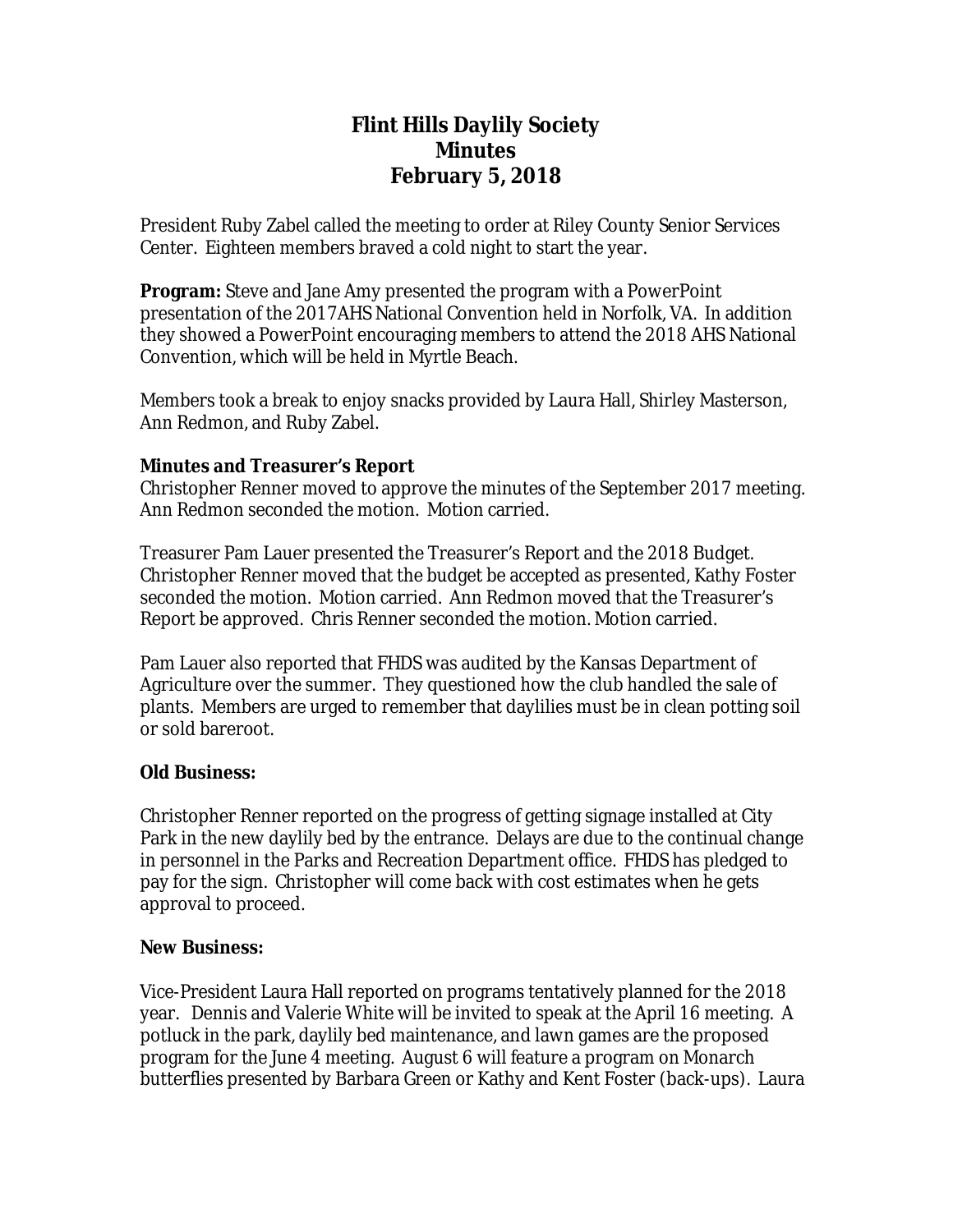# Flint Hills Daylily Society
# Minutes
# February 5, 2018

President Ruby Zabel called the meeting to order at Riley County Senior Services Center. Eighteen members braved a cold night to start the year.

**Program:** Steve and Jane Amy presented the program with a PowerPoint presentation of the 2017AHS National Convention held in Norfolk, VA. In addition they showed a PowerPoint encouraging members to attend the 2018 AHS National Convention, which will be held in Myrtle Beach.

Members took a break to enjoy snacks provided by Laura Hall, Shirley Masterson, Ann Redmon, and Ruby Zabel.

**Minutes and Treasurer's Report**

Christopher Renner moved to approve the minutes of the September 2017 meeting. Ann Redmon seconded the motion. Motion carried.

Treasurer Pam Lauer presented the Treasurer's Report and the 2018 Budget. Christopher Renner moved that the budget be accepted as presented, Kathy Foster seconded the motion. Motion carried. Ann Redmon moved that the Treasurer's Report be approved. Chris Renner seconded the motion. Motion carried.

Pam Lauer also reported that FHDS was audited by the Kansas Department of Agriculture over the summer. They questioned how the club handled the sale of plants. Members are urged to remember that daylilies must be in clean potting soil or sold bareroot.

**Old Business:**

Christopher Renner reported on the progress of getting signage installed at City Park in the new daylily bed by the entrance. Delays are due to the continual change in personnel in the Parks and Recreation Department office. FHDS has pledged to pay for the sign. Christopher will come back with cost estimates when he gets approval to proceed.

**New Business:**

Vice-President Laura Hall reported on programs tentatively planned for the 2018 year. Dennis and Valerie White will be invited to speak at the April 16 meeting. A potluck in the park, daylily bed maintenance, and lawn games are the proposed program for the June 4 meeting. August 6 will feature a program on Monarch butterflies presented by Barbara Green or Kathy and Kent Foster (back-ups). Laura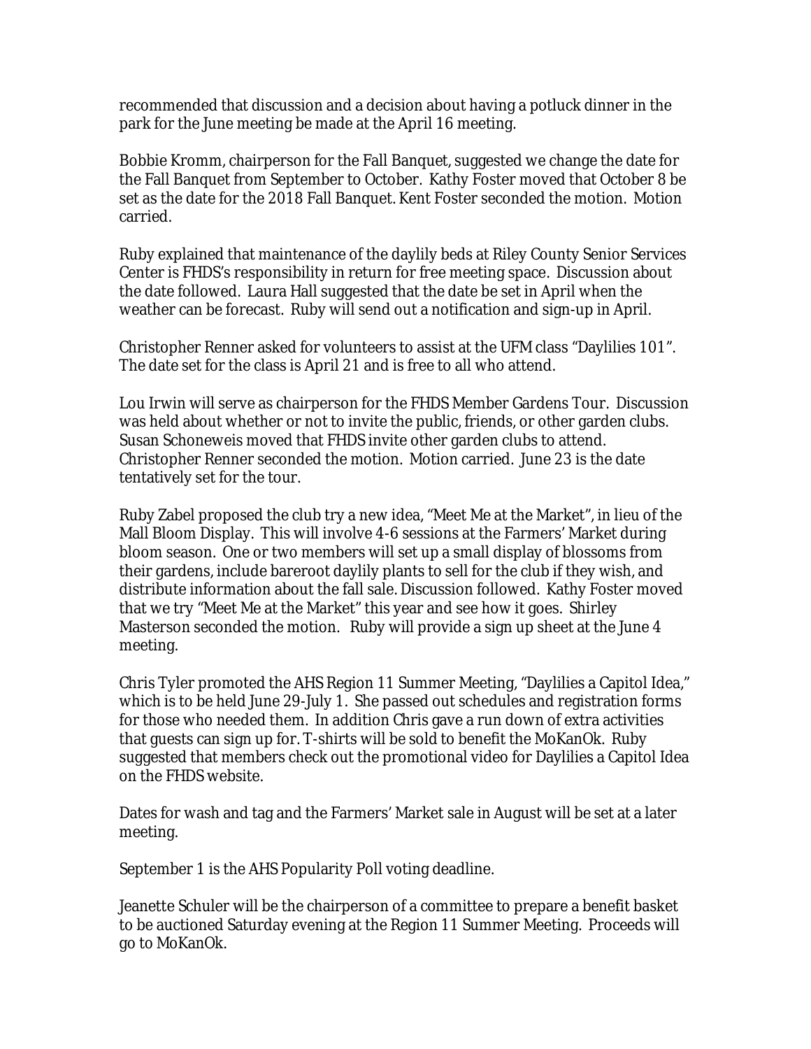recommended that discussion and a decision about having a potluck dinner in the park for the June meeting be made at the April 16 meeting.

Bobbie Kromm, chairperson for the Fall Banquet, suggested we change the date for the Fall Banquet from September to October. Kathy Foster moved that October 8 be set as the date for the 2018 Fall Banquet. Kent Foster seconded the motion. Motion carried.

Ruby explained that maintenance of the daylily beds at Riley County Senior Services Center is FHDS's responsibility in return for free meeting space. Discussion about the date followed. Laura Hall suggested that the date be set in April when the weather can be forecast. Ruby will send out a notification and sign-up in April.

Christopher Renner asked for volunteers to assist at the UFM class "Daylilies 101". The date set for the class is April 21 and is free to all who attend.

Lou Irwin will serve as chairperson for the FHDS Member Gardens Tour. Discussion was held about whether or not to invite the public, friends, or other garden clubs. Susan Schoneweis moved that FHDS invite other garden clubs to attend. Christopher Renner seconded the motion. Motion carried. June 23 is the date tentatively set for the tour.

Ruby Zabel proposed the club try a new idea, "Meet Me at the Market", in lieu of the Mall Bloom Display. This will involve 4-6 sessions at the Farmers' Market during bloom season. One or two members will set up a small display of blossoms from their gardens, include bareroot daylily plants to sell for the club if they wish, and distribute information about the fall sale. Discussion followed. Kathy Foster moved that we try "Meet Me at the Market" this year and see how it goes. Shirley Masterson seconded the motion. Ruby will provide a sign up sheet at the June 4 meeting.

Chris Tyler promoted the AHS Region 11 Summer Meeting, "Daylilies a Capitol Idea," which is to be held June 29-July 1. She passed out schedules and registration forms for those who needed them. In addition Chris gave a run down of extra activities that guests can sign up for. T-shirts will be sold to benefit the MoKanOk. Ruby suggested that members check out the promotional video for Daylilies a Capitol Idea on the FHDS website.

Dates for wash and tag and the Farmers' Market sale in August will be set at a later meeting.

September 1 is the AHS Popularity Poll voting deadline.

Jeanette Schuler will be the chairperson of a committee to prepare a benefit basket to be auctioned Saturday evening at the Region 11 Summer Meeting. Proceeds will go to MoKanOk.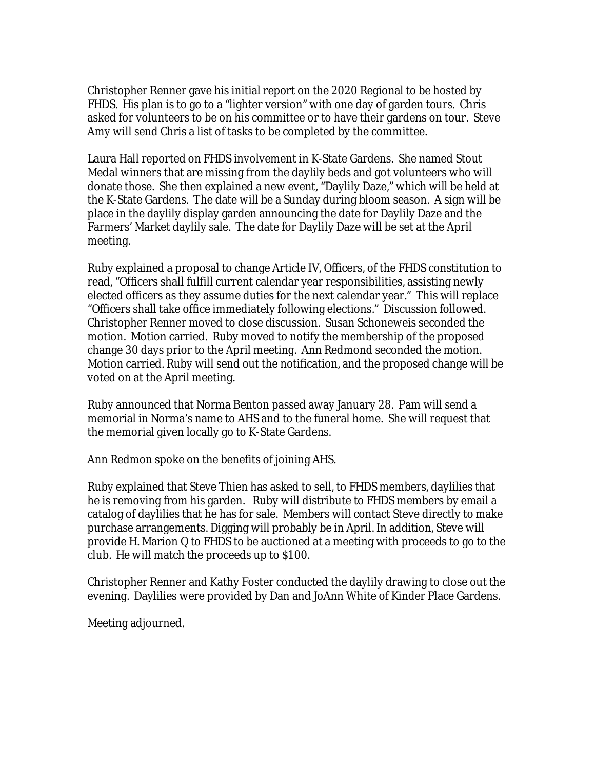Christopher Renner gave his initial report on the 2020 Regional to be hosted by FHDS. His plan is to go to a "lighter version" with one day of garden tours. Chris asked for volunteers to be on his committee or to have their gardens on tour. Steve Amy will send Chris a list of tasks to be completed by the committee.

Laura Hall reported on FHDS involvement in K-State Gardens. She named Stout Medal winners that are missing from the daylily beds and got volunteers who will donate those. She then explained a new event, "Daylily Daze," which will be held at the K-State Gardens. The date will be a Sunday during bloom season. A sign will be place in the daylily display garden announcing the date for Daylily Daze and the Farmers' Market daylily sale. The date for Daylily Daze will be set at the April meeting.

Ruby explained a proposal to change Article IV, Officers, of the FHDS constitution to read, "Officers shall fulfill current calendar year responsibilities, assisting newly elected officers as they assume duties for the next calendar year." This will replace "Officers shall take office immediately following elections." Discussion followed. Christopher Renner moved to close discussion. Susan Schoneweis seconded the motion. Motion carried. Ruby moved to notify the membership of the proposed change 30 days prior to the April meeting. Ann Redmond seconded the motion. Motion carried. Ruby will send out the notification, and the proposed change will be voted on at the April meeting.

Ruby announced that Norma Benton passed away January 28. Pam will send a memorial in Norma's name to AHS and to the funeral home. She will request that the memorial given locally go to K-State Gardens.

Ann Redmon spoke on the benefits of joining AHS.

Ruby explained that Steve Thien has asked to sell, to FHDS members, daylilies that he is removing from his garden. Ruby will distribute to FHDS members by email a catalog of daylilies that he has for sale. Members will contact Steve directly to make purchase arrangements. Digging will probably be in April. In addition, Steve will provide H. Marion Q to FHDS to be auctioned at a meeting with proceeds to go to the club. He will match the proceeds up to $100.

Christopher Renner and Kathy Foster conducted the daylily drawing to close out the evening. Daylilies were provided by Dan and JoAnn White of Kinder Place Gardens.

Meeting adjourned.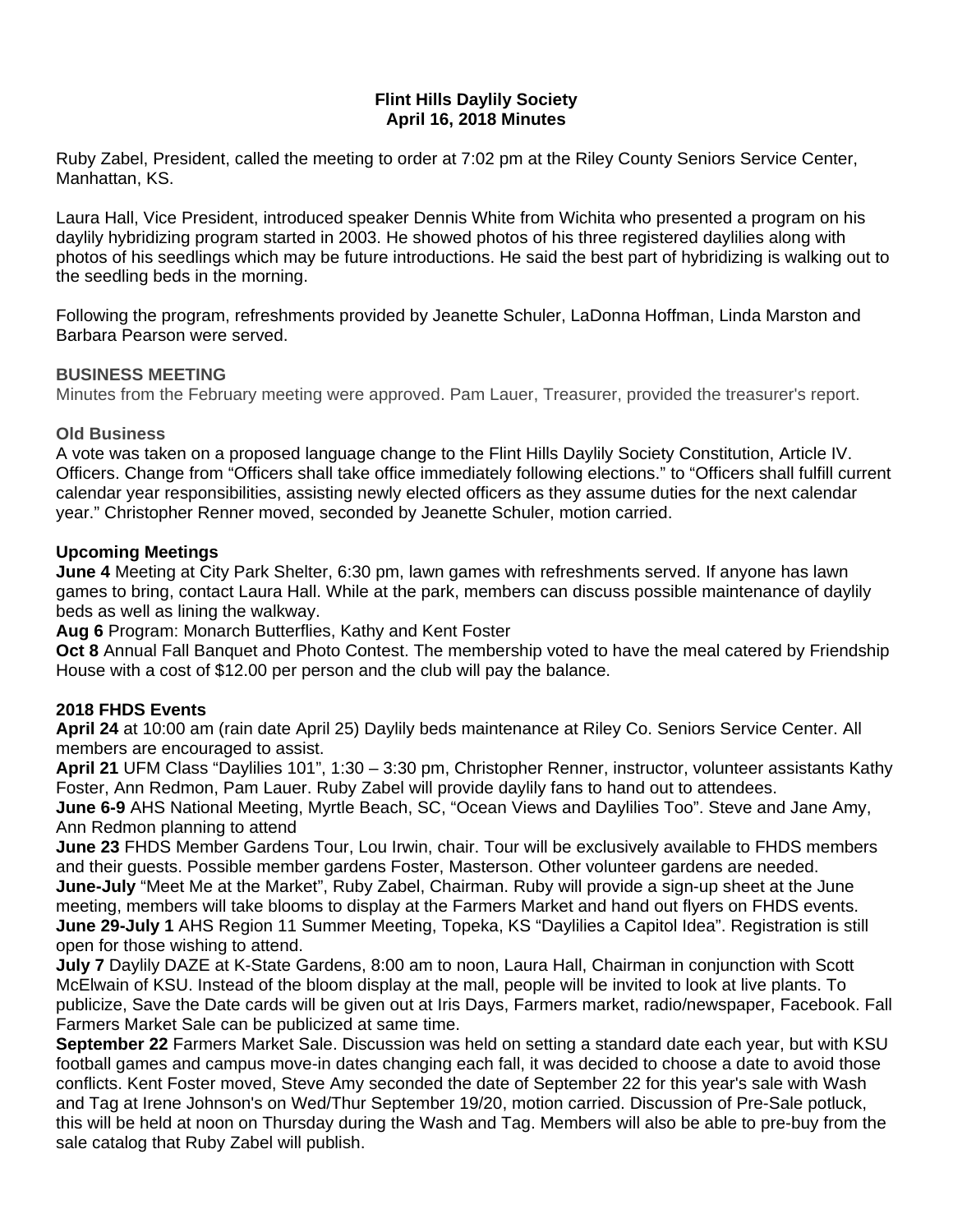**Flint Hills Daylily Society**
**April 16, 2018 Minutes**

Ruby Zabel, President, called the meeting to order at 7:02 pm at the Riley County Seniors Service Center, Manhattan, KS.

Laura Hall, Vice President, introduced speaker Dennis White from Wichita who presented a program on his daylily hybridizing program started in 2003. He showed photos of his three registered daylilies along with photos of his seedlings which may be future introductions. He said the best part of hybridizing is walking out to the seedling beds in the morning.

Following the program, refreshments provided by Jeanette Schuler, LaDonna Hoffman, Linda Marston and Barbara Pearson were served.

### BUSINESS MEETING

Minutes from the February meeting were approved. Pam Lauer, Treasurer, provided the treasurer's report.

### Old Business

A vote was taken on a proposed language change to the Flint Hills Daylily Society Constitution, Article IV. Officers. Change from "Officers shall take office immediately following elections." to "Officers shall fulfill current calendar year responsibilities, assisting newly elected officers as they assume duties for the next calendar year." Christopher Renner moved, seconded by Jeanette Schuler, motion carried.

### Upcoming Meetings

**June 4** Meeting at City Park Shelter, 6:30 pm, lawn games with refreshments served. If anyone has lawn games to bring, contact Laura Hall. While at the park, members can discuss possible maintenance of daylily beds as well as lining the walkway.
**Aug 6** Program: Monarch Butterflies, Kathy and Kent Foster
**Oct 8** Annual Fall Banquet and Photo Contest. The membership voted to have the meal catered by Friendship House with a cost of $12.00 per person and the club will pay the balance.

### 2018 FHDS Events

**April 24** at 10:00 am (rain date April 25) Daylily beds maintenance at Riley Co. Seniors Service Center. All members are encouraged to assist.
**April 21** UFM Class "Daylilies 101", 1:30 – 3:30 pm, Christopher Renner, instructor, volunteer assistants Kathy Foster, Ann Redmon, Pam Lauer. Ruby Zabel will provide daylily fans to hand out to attendees.
**June 6-9** AHS National Meeting, Myrtle Beach, SC, "Ocean Views and Daylilies Too". Steve and Jane Amy, Ann Redmon planning to attend
**June 23** FHDS Member Gardens Tour, Lou Irwin, chair. Tour will be exclusively available to FHDS members and their guests. Possible member gardens Foster, Masterson. Other volunteer gardens are needed.
**June-July** "Meet Me at the Market", Ruby Zabel, Chairman. Ruby will provide a sign-up sheet at the June meeting, members will take blooms to display at the Farmers Market and hand out flyers on FHDS events.
**June 29-July 1** AHS Region 11 Summer Meeting, Topeka, KS "Daylilies a Capitol Idea". Registration is still open for those wishing to attend.
**July 7** Daylily DAZE at K-State Gardens, 8:00 am to noon, Laura Hall, Chairman in conjunction with Scott McElwain of KSU. Instead of the bloom display at the mall, people will be invited to look at live plants. To publicize, Save the Date cards will be given out at Iris Days, Farmers market, radio/newspaper, Facebook. Fall Farmers Market Sale can be publicized at same time.
**September 22** Farmers Market Sale. Discussion was held on setting a standard date each year, but with KSU football games and campus move-in dates changing each fall, it was decided to choose a date to avoid those conflicts. Kent Foster moved, Steve Amy seconded the date of September 22 for this year's sale with Wash and Tag at Irene Johnson's on Wed/Thur September 19/20, motion carried. Discussion of Pre-Sale potluck, this will be held at noon on Thursday during the Wash and Tag. Members will also be able to pre-buy from the sale catalog that Ruby Zabel will publish.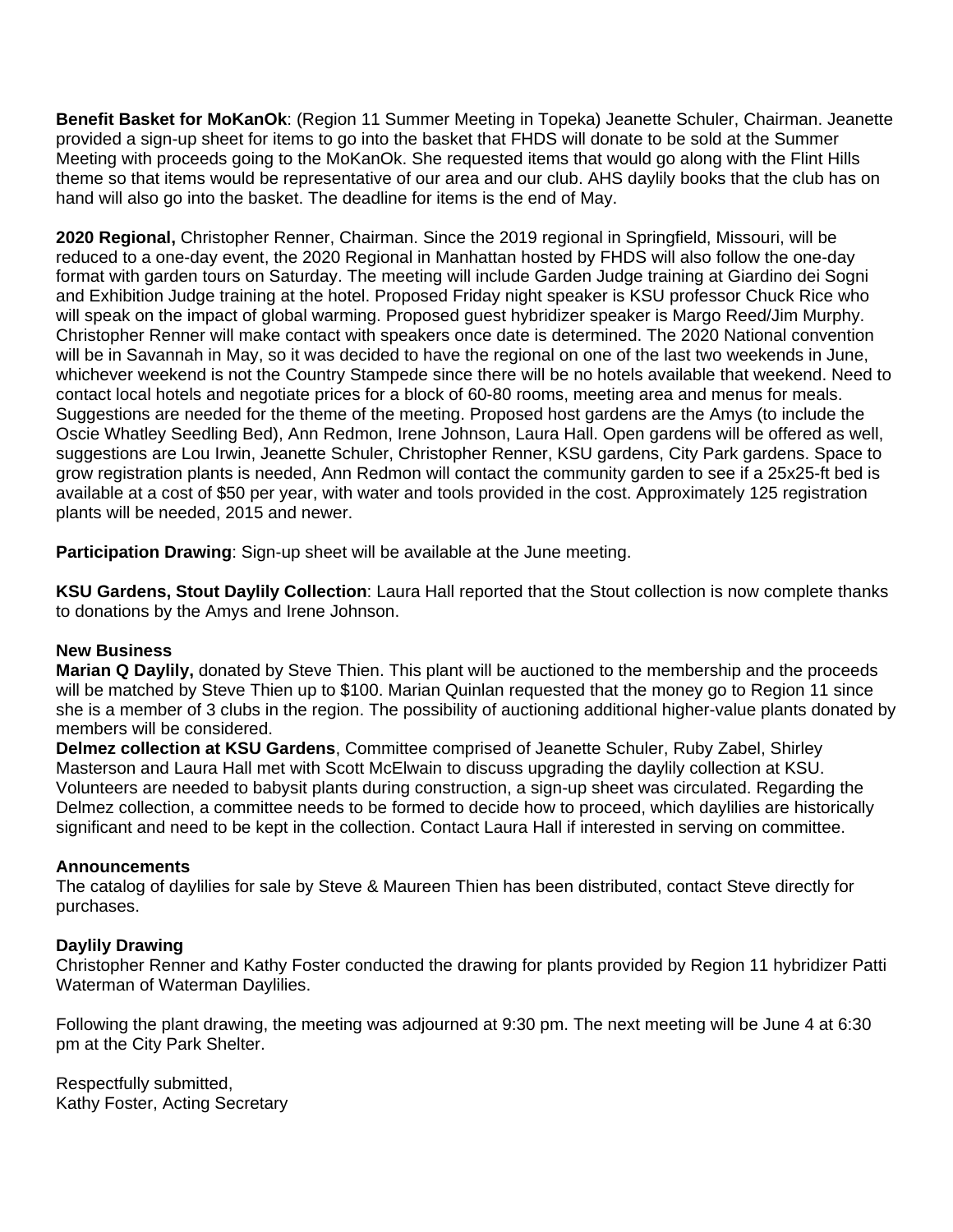**Benefit Basket for MoKanOk**: (Region 11 Summer Meeting in Topeka) Jeanette Schuler, Chairman. Jeanette provided a sign-up sheet for items to go into the basket that FHDS will donate to be sold at the Summer Meeting with proceeds going to the MoKanOk. She requested items that would go along with the Flint Hills theme so that items would be representative of our area and our club. AHS daylily books that the club has on hand will also go into the basket. The deadline for items is the end of May.

**2020 Regional,** Christopher Renner, Chairman. Since the 2019 regional in Springfield, Missouri, will be reduced to a one-day event, the 2020 Regional in Manhattan hosted by FHDS will also follow the one-day format with garden tours on Saturday. The meeting will include Garden Judge training at Giardino dei Sogni and Exhibition Judge training at the hotel. Proposed Friday night speaker is KSU professor Chuck Rice who will speak on the impact of global warming. Proposed guest hybridizer speaker is Margo Reed/Jim Murphy. Christopher Renner will make contact with speakers once date is determined. The 2020 National convention will be in Savannah in May, so it was decided to have the regional on one of the last two weekends in June, whichever weekend is not the Country Stampede since there will be no hotels available that weekend. Need to contact local hotels and negotiate prices for a block of 60-80 rooms, meeting area and menus for meals. Suggestions are needed for the theme of the meeting. Proposed host gardens are the Amys (to include the Oscie Whatley Seedling Bed), Ann Redmon, Irene Johnson, Laura Hall. Open gardens will be offered as well, suggestions are Lou Irwin, Jeanette Schuler, Christopher Renner, KSU gardens, City Park gardens. Space to grow registration plants is needed, Ann Redmon will contact the community garden to see if a 25x25-ft bed is available at a cost of $50 per year, with water and tools provided in the cost. Approximately 125 registration plants will be needed, 2015 and newer.

**Participation Drawing**: Sign-up sheet will be available at the June meeting.

**KSU Gardens, Stout Daylily Collection**: Laura Hall reported that the Stout collection is now complete thanks to donations by the Amys and Irene Johnson.

**New Business**

**Marian Q Daylily,** donated by Steve Thien. This plant will be auctioned to the membership and the proceeds will be matched by Steve Thien up to $100. Marian Quinlan requested that the money go to Region 11 since she is a member of 3 clubs in the region. The possibility of auctioning additional higher-value plants donated by members will be considered.

**Delmez collection at KSU Gardens**, Committee comprised of Jeanette Schuler, Ruby Zabel, Shirley Masterson and Laura Hall met with Scott McElwain to discuss upgrading the daylily collection at KSU. Volunteers are needed to babysit plants during construction, a sign-up sheet was circulated. Regarding the Delmez collection, a committee needs to be formed to decide how to proceed, which daylilies are historically significant and need to be kept in the collection. Contact Laura Hall if interested in serving on committee.

**Announcements**

The catalog of daylilies for sale by Steve & Maureen Thien has been distributed, contact Steve directly for purchases.

**Daylily Drawing**

Christopher Renner and Kathy Foster conducted the drawing for plants provided by Region 11 hybridizer Patti Waterman of Waterman Daylilies.

Following the plant drawing, the meeting was adjourned at 9:30 pm. The next meeting will be June 4 at 6:30 pm at the City Park Shelter.

Respectfully submitted,
Kathy Foster, Acting Secretary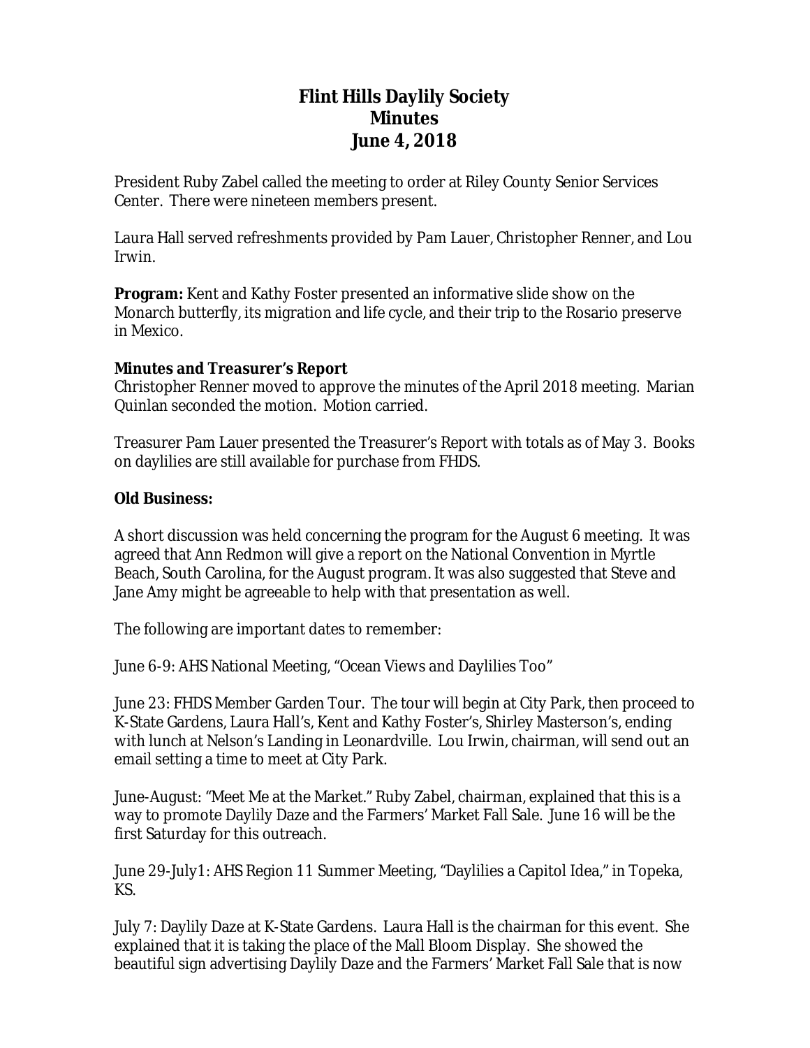# Flint Hills Daylily Society
# Minutes
# June 4, 2018

President Ruby Zabel called the meeting to order at Riley County Senior Services Center. There were nineteen members present.

Laura Hall served refreshments provided by Pam Lauer, Christopher Renner, and Lou Irwin.

**Program:** Kent and Kathy Foster presented an informative slide show on the Monarch butterfly, its migration and life cycle, and their trip to the Rosario preserve in Mexico.

**Minutes and Treasurer's Report**
Christopher Renner moved to approve the minutes of the April 2018 meeting. Marian Quinlan seconded the motion. Motion carried.

Treasurer Pam Lauer presented the Treasurer's Report with totals as of May 3. Books on daylilies are still available for purchase from FHDS.

**Old Business:**

A short discussion was held concerning the program for the August 6 meeting. It was agreed that Ann Redmon will give a report on the National Convention in Myrtle Beach, South Carolina, for the August program. It was also suggested that Steve and Jane Amy might be agreeable to help with that presentation as well.

The following are important dates to remember:

June 6-9: AHS National Meeting, "Ocean Views and Daylilies Too"

June 23: FHDS Member Garden Tour. The tour will begin at City Park, then proceed to K-State Gardens, Laura Hall's, Kent and Kathy Foster's, Shirley Masterson's, ending with lunch at Nelson's Landing in Leonardville. Lou Irwin, chairman, will send out an email setting a time to meet at City Park.

June-August: "Meet Me at the Market." Ruby Zabel, chairman, explained that this is a way to promote Daylily Daze and the Farmers' Market Fall Sale. June 16 will be the first Saturday for this outreach.

June 29-July1: AHS Region 11 Summer Meeting, "Daylilies a Capitol Idea," in Topeka, KS.

July 7: Daylily Daze at K-State Gardens. Laura Hall is the chairman for this event. She explained that it is taking the place of the Mall Bloom Display. She showed the beautiful sign advertising Daylily Daze and the Farmers' Market Fall Sale that is now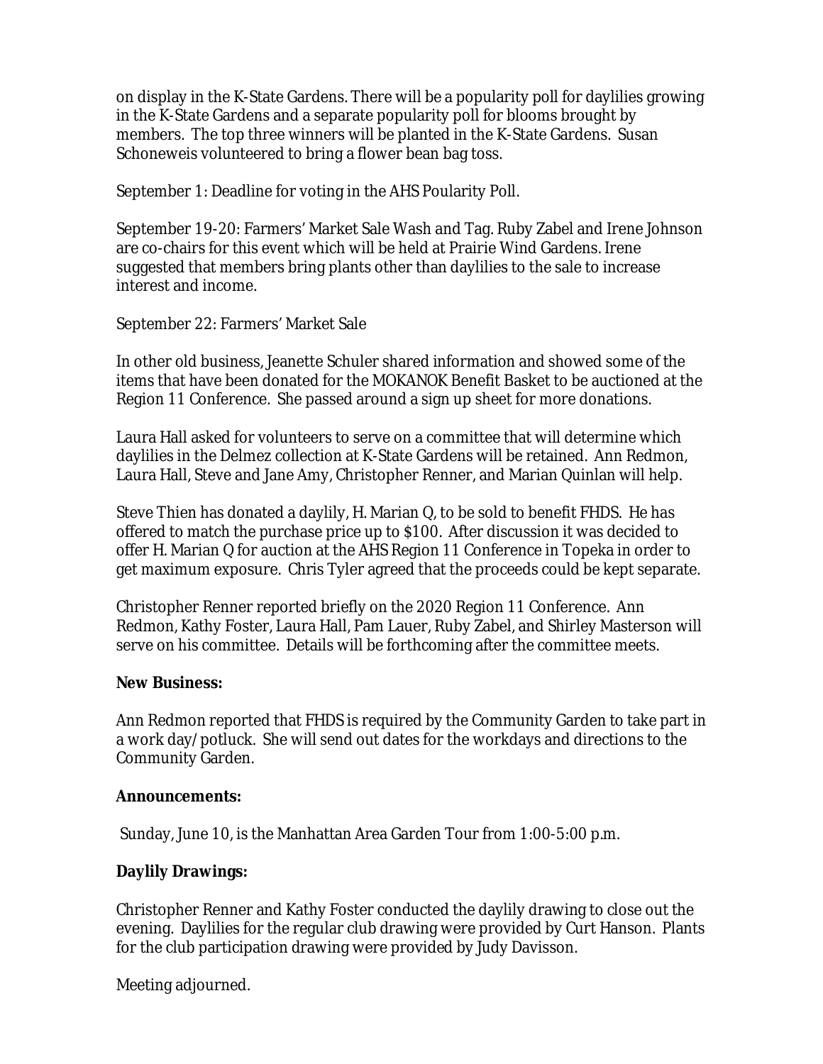on display in the K-State Gardens. There will be a popularity poll for daylilies growing in the K-State Gardens and a separate popularity poll for blooms brought by members. The top three winners will be planted in the K-State Gardens. Susan Schoneweis volunteered to bring a flower bean bag toss.

September 1: Deadline for voting in the AHS Poularity Poll.

September 19-20: Farmers' Market Sale Wash and Tag. Ruby Zabel and Irene Johnson are co-chairs for this event which will be held at Prairie Wind Gardens. Irene suggested that members bring plants other than daylilies to the sale to increase interest and income.

September 22: Farmers' Market Sale

In other old business, Jeanette Schuler shared information and showed some of the items that have been donated for the MOKANOK Benefit Basket to be auctioned at the Region 11 Conference. She passed around a sign up sheet for more donations.

Laura Hall asked for volunteers to serve on a committee that will determine which daylilies in the Delmez collection at K-State Gardens will be retained. Ann Redmon, Laura Hall, Steve and Jane Amy, Christopher Renner, and Marian Quinlan will help.

Steve Thien has donated a daylily, H. Marian Q, to be sold to benefit FHDS. He has offered to match the purchase price up to $100. After discussion it was decided to offer H. Marian Q for auction at the AHS Region 11 Conference in Topeka in order to get maximum exposure. Chris Tyler agreed that the proceeds could be kept separate.

Christopher Renner reported briefly on the 2020 Region 11 Conference. Ann Redmon, Kathy Foster, Laura Hall, Pam Lauer, Ruby Zabel, and Shirley Masterson will serve on his committee. Details will be forthcoming after the committee meets.

**New Business:**

Ann Redmon reported that FHDS is required by the Community Garden to take part in a work day/potluck. She will send out dates for the workdays and directions to the Community Garden.

**Announcements:**

Sunday, June 10, is the Manhattan Area Garden Tour from 1:00-5:00 p.m.

**Daylily Drawings:**

Christopher Renner and Kathy Foster conducted the daylily drawing to close out the evening. Daylilies for the regular club drawing were provided by Curt Hanson. Plants for the club participation drawing were provided by Judy Davisson.

Meeting adjourned.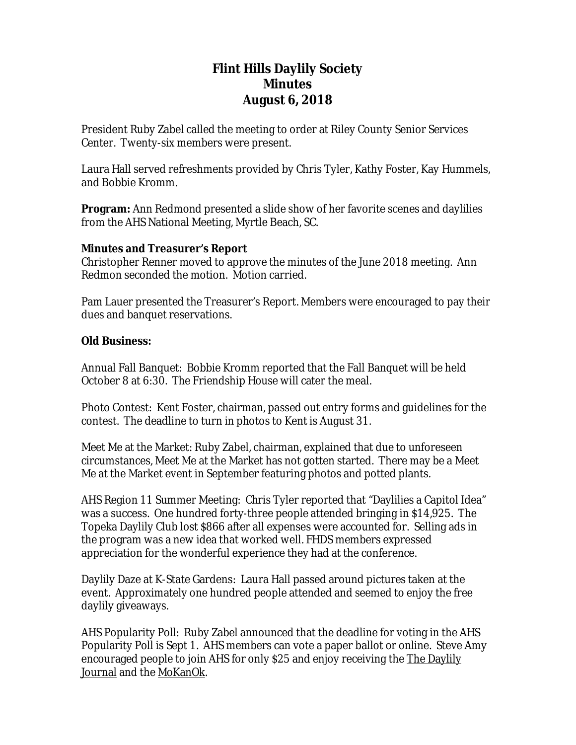# Flint Hills Daylily Society
# Minutes
# August 6, 2018

President Ruby Zabel called the meeting to order at Riley County Senior Services Center. Twenty-six members were present.

Laura Hall served refreshments provided by Chris Tyler, Kathy Foster, Kay Hummels, and Bobbie Kromm.

**Program:** Ann Redmond presented a slide show of her favorite scenes and daylilies from the AHS National Meeting, Myrtle Beach, SC.

**Minutes and Treasurer's Report**

Christopher Renner moved to approve the minutes of the June 2018 meeting. Ann Redmon seconded the motion. Motion carried.

Pam Lauer presented the Treasurer's Report. Members were encouraged to pay their dues and banquet reservations.

**Old Business:**

Annual Fall Banquet: Bobbie Kromm reported that the Fall Banquet will be held October 8 at 6:30. The Friendship House will cater the meal.

Photo Contest: Kent Foster, chairman, passed out entry forms and guidelines for the contest. The deadline to turn in photos to Kent is August 31.

Meet Me at the Market: Ruby Zabel, chairman, explained that due to unforeseen circumstances, Meet Me at the Market has not gotten started. There may be a Meet Me at the Market event in September featuring photos and potted plants.

AHS Region 11 Summer Meeting: Chris Tyler reported that "Daylilies a Capitol Idea" was a success. One hundred forty-three people attended bringing in $14,925. The Topeka Daylily Club lost $866 after all expenses were accounted for. Selling ads in the program was a new idea that worked well. FHDS members expressed appreciation for the wonderful experience they had at the conference.

Daylily Daze at K-State Gardens: Laura Hall passed around pictures taken at the event. Approximately one hundred people attended and seemed to enjoy the free daylily giveaways.

AHS Popularity Poll: Ruby Zabel announced that the deadline for voting in the AHS Popularity Poll is Sept 1. AHS members can vote a paper ballot or online. Steve Amy encouraged people to join AHS for only $25 and enjoy receiving the The Daylily Journal and the MoKanOk.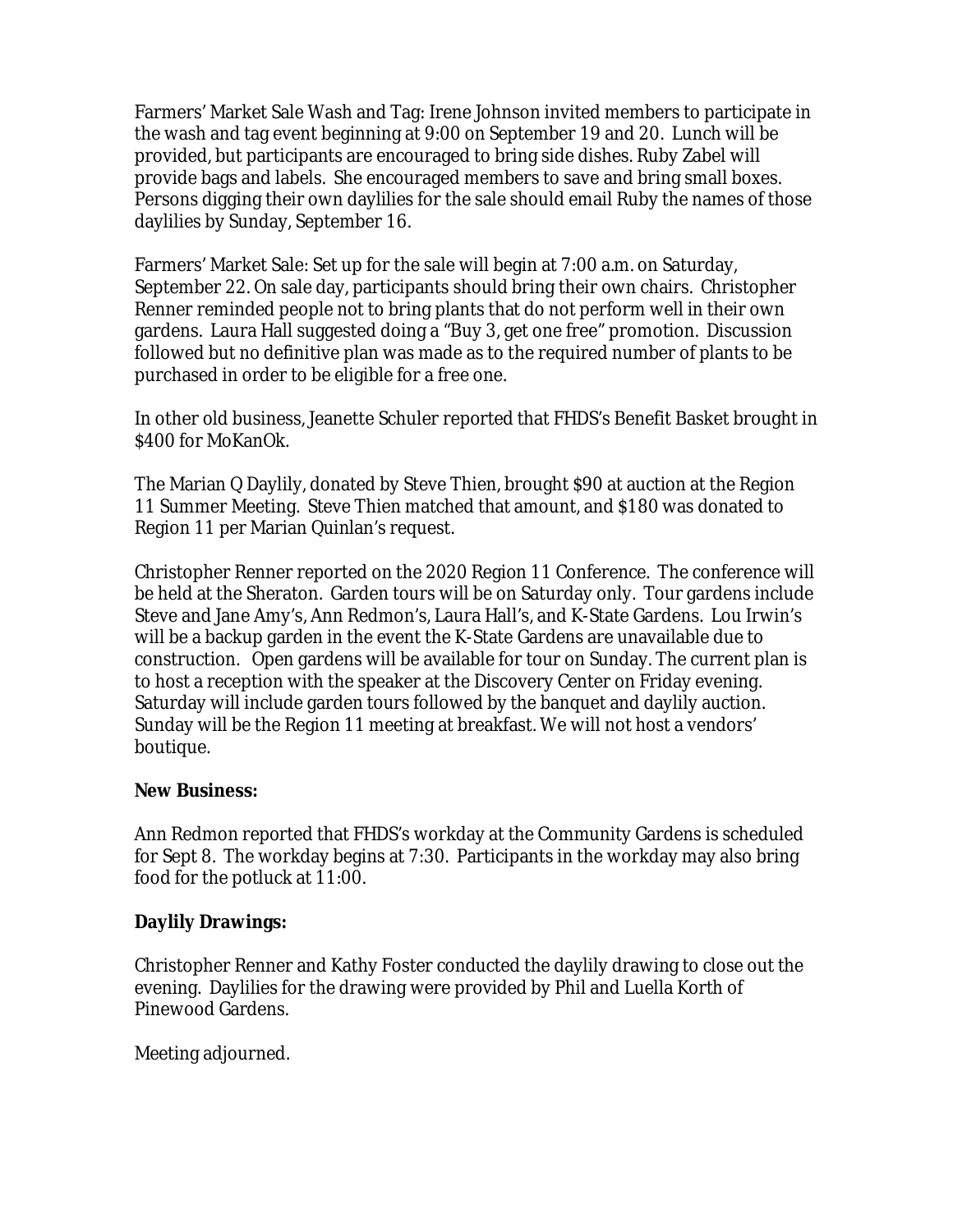Farmers' Market Sale Wash and Tag: Irene Johnson invited members to participate in the wash and tag event beginning at 9:00 on September 19 and 20. Lunch will be provided, but participants are encouraged to bring side dishes. Ruby Zabel will provide bags and labels. She encouraged members to save and bring small boxes. Persons digging their own daylilies for the sale should email Ruby the names of those daylilies by Sunday, September 16.

Farmers' Market Sale: Set up for the sale will begin at 7:00 a.m. on Saturday, September 22. On sale day, participants should bring their own chairs. Christopher Renner reminded people not to bring plants that do not perform well in their own gardens. Laura Hall suggested doing a "Buy 3, get one free" promotion. Discussion followed but no definitive plan was made as to the required number of plants to be purchased in order to be eligible for a free one.

In other old business, Jeanette Schuler reported that FHDS's Benefit Basket brought in $400 for MoKanOk.

The Marian Q Daylily, donated by Steve Thien, brought $90 at auction at the Region 11 Summer Meeting. Steve Thien matched that amount, and $180 was donated to Region 11 per Marian Quinlan's request.

Christopher Renner reported on the 2020 Region 11 Conference. The conference will be held at the Sheraton. Garden tours will be on Saturday only. Tour gardens include Steve and Jane Amy's, Ann Redmon's, Laura Hall's, and K-State Gardens. Lou Irwin's will be a backup garden in the event the K-State Gardens are unavailable due to construction. Open gardens will be available for tour on Sunday. The current plan is to host a reception with the speaker at the Discovery Center on Friday evening. Saturday will include garden tours followed by the banquet and daylily auction. Sunday will be the Region 11 meeting at breakfast. We will not host a vendors' boutique.

**New Business:**

Ann Redmon reported that FHDS's workday at the Community Gardens is scheduled for Sept 8. The workday begins at 7:30. Participants in the workday may also bring food for the potluck at 11:00.

**Daylily Drawings:**

Christopher Renner and Kathy Foster conducted the daylily drawing to close out the evening. Daylilies for the drawing were provided by Phil and Luella Korth of Pinewood Gardens.

Meeting adjourned.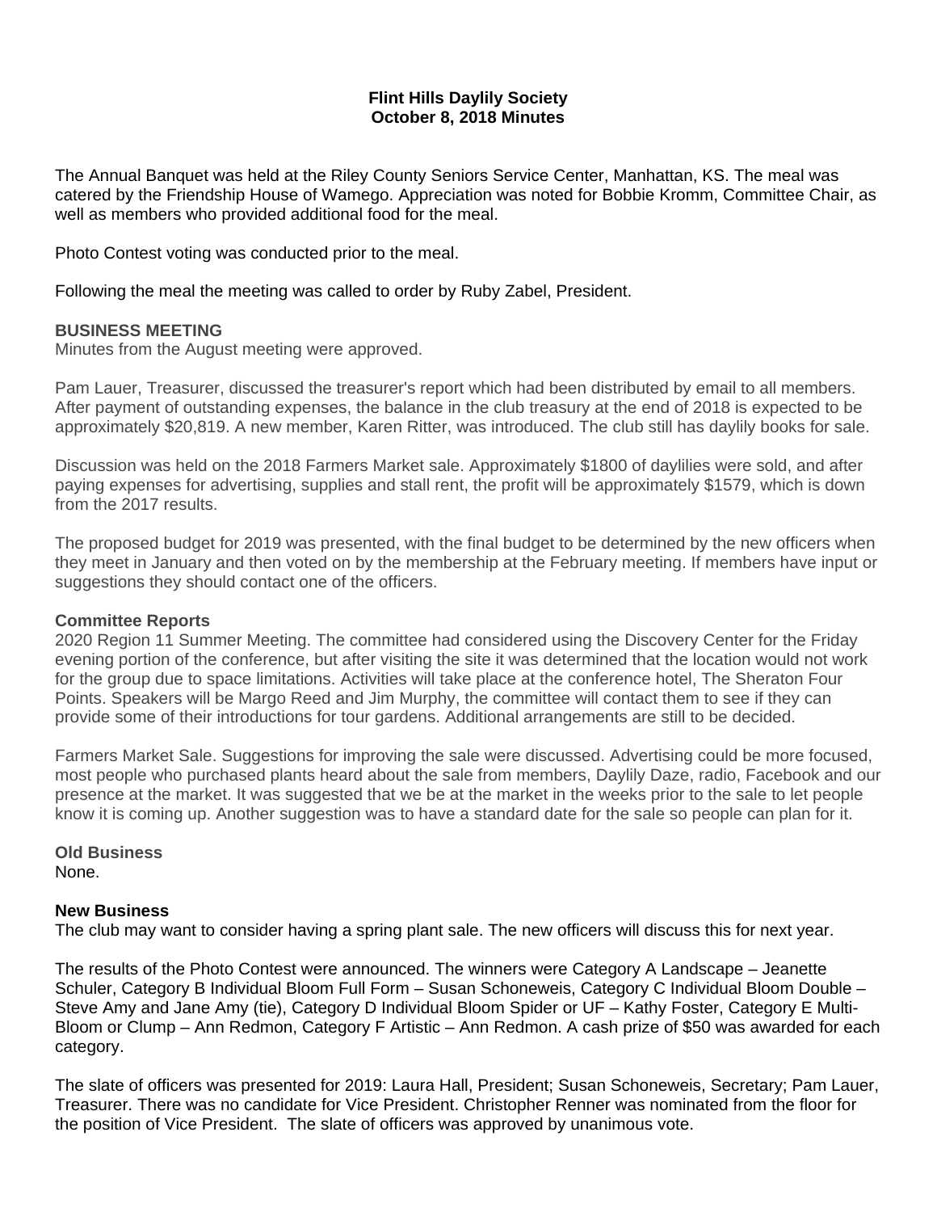**Flint Hills Daylily Society**
**October 8, 2018 Minutes**

The Annual Banquet was held at the Riley County Seniors Service Center, Manhattan, KS. The meal was catered by the Friendship House of Wamego. Appreciation was noted for Bobbie Kromm, Committee Chair, as well as members who provided additional food for the meal.

Photo Contest voting was conducted prior to the meal.

Following the meal the meeting was called to order by Ruby Zabel, President.

**BUSINESS MEETING**

Minutes from the August meeting were approved.

Pam Lauer, Treasurer, discussed the treasurer's report which had been distributed by email to all members. After payment of outstanding expenses, the balance in the club treasury at the end of 2018 is expected to be approximately $20,819. A new member, Karen Ritter, was introduced. The club still has daylily books for sale.

Discussion was held on the 2018 Farmers Market sale. Approximately $1800 of daylilies were sold, and after paying expenses for advertising, supplies and stall rent, the profit will be approximately $1579, which is down from the 2017 results.

The proposed budget for 2019 was presented, with the final budget to be determined by the new officers when they meet in January and then voted on by the membership at the February meeting. If members have input or suggestions they should contact one of the officers.

**Committee Reports**

2020 Region 11 Summer Meeting. The committee had considered using the Discovery Center for the Friday evening portion of the conference, but after visiting the site it was determined that the location would not work for the group due to space limitations. Activities will take place at the conference hotel, The Sheraton Four Points. Speakers will be Margo Reed and Jim Murphy, the committee will contact them to see if they can provide some of their introductions for tour gardens. Additional arrangements are still to be decided.

Farmers Market Sale. Suggestions for improving the sale were discussed. Advertising could be more focused, most people who purchased plants heard about the sale from members, Daylily Daze, radio, Facebook and our presence at the market. It was suggested that we be at the market in the weeks prior to the sale to let people know it is coming up. Another suggestion was to have a standard date for the sale so people can plan for it.

**Old Business**

None.

**New Business**

The club may want to consider having a spring plant sale. The new officers will discuss this for next year.

The results of the Photo Contest were announced. The winners were Category A Landscape – Jeanette Schuler, Category B Individual Bloom Full Form – Susan Schoneweis, Category C Individual Bloom Double – Steve Amy and Jane Amy (tie), Category D Individual Bloom Spider or UF – Kathy Foster, Category E Multi-Bloom or Clump – Ann Redmon, Category F Artistic – Ann Redmon. A cash prize of $50 was awarded for each category.

The slate of officers was presented for 2019: Laura Hall, President; Susan Schoneweis, Secretary; Pam Lauer, Treasurer. There was no candidate for Vice President. Christopher Renner was nominated from the floor for the position of Vice President. The slate of officers was approved by unanimous vote.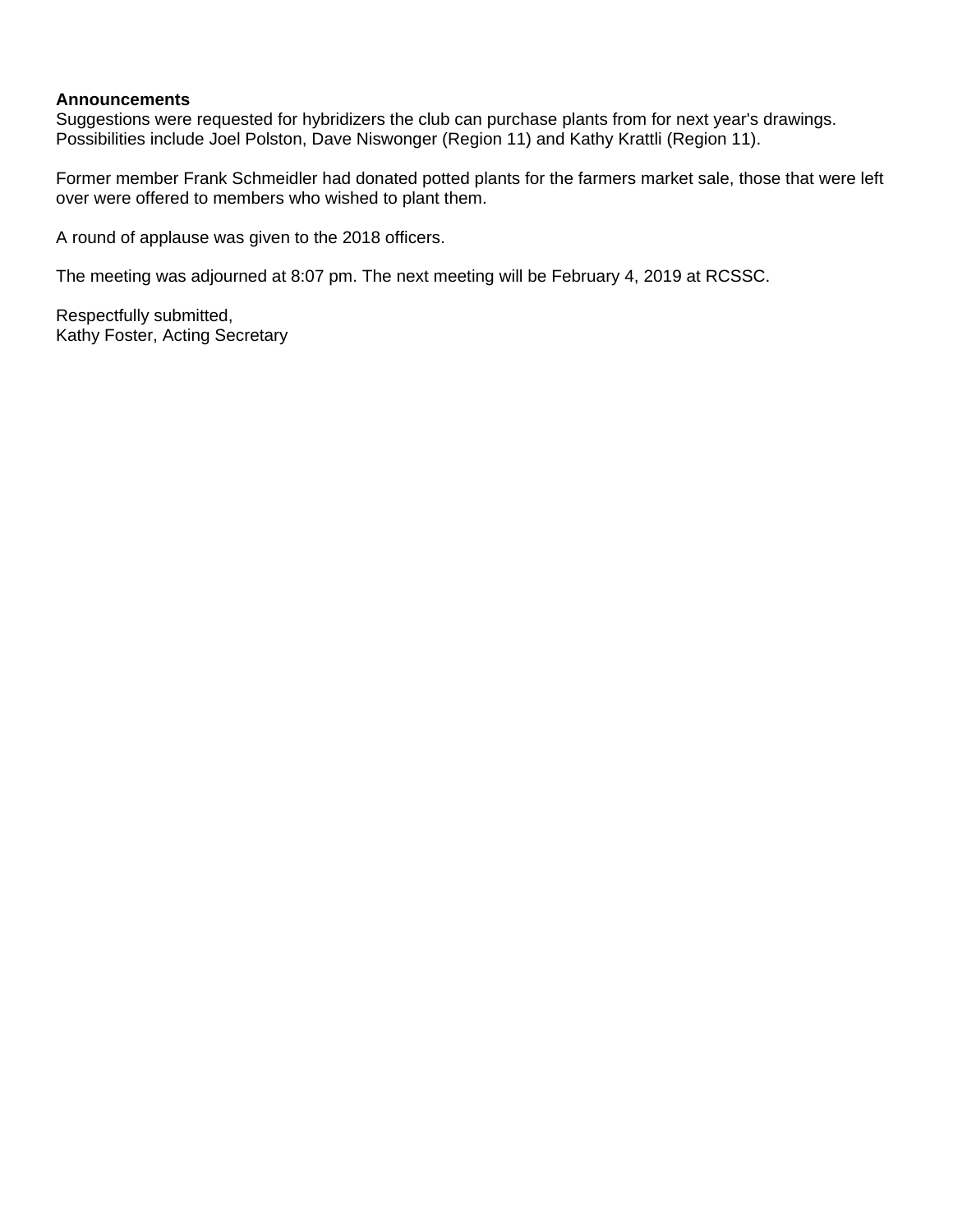**Announcements**
Suggestions were requested for hybridizers the club can purchase plants from for next year's drawings. Possibilities include Joel Polston, Dave Niswonger (Region 11) and Kathy Krattli (Region 11).

Former member Frank Schmeidler had donated potted plants for the farmers market sale, those that were left over were offered to members who wished to plant them.

A round of applause was given to the 2018 officers.

The meeting was adjourned at 8:07 pm. The next meeting will be February 4, 2019 at RCSSC.

Respectfully submitted,
Kathy Foster, Acting Secretary